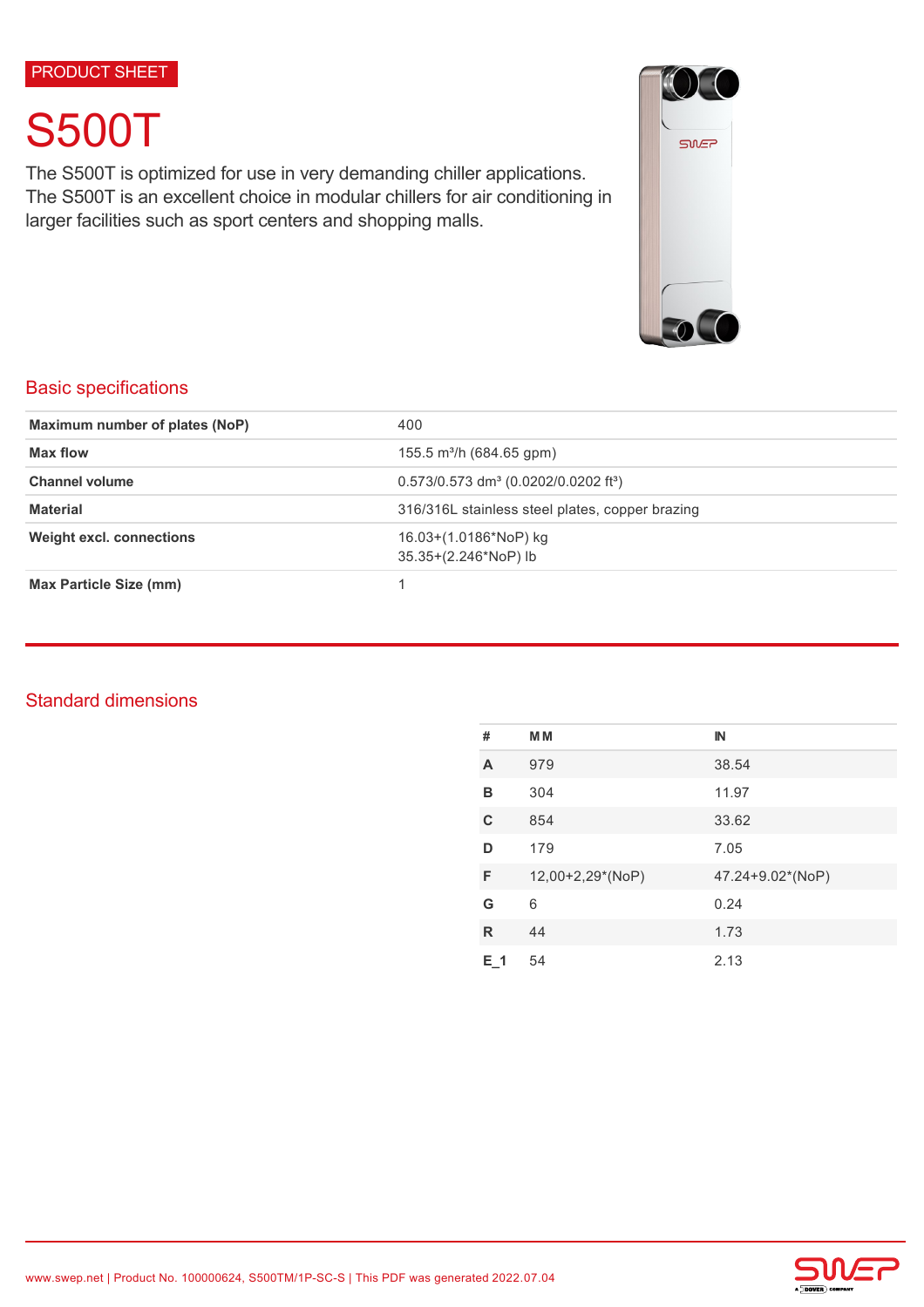PRODUCT SHEET

# S500T

The S500T is optimized for use in very demanding chiller applications. The S500T is an excellent choice in modular chillers for air conditioning in larger facilities such as sport centers and shopping malls.

## Basic specifications

| | |
|---|---|
| **Maximum number of plates (NoP)** | 400 |
| **Max flow** | 155.5 m³/h (684.65 gpm) |
| **Channel volume** | 0.573/0.573 dm³ (0.0202/0.0202 ft³) |
| **Material** | 316/316L stainless steel plates, copper brazing |
| **Weight excl. connections** | 16.03+(1.0186*NoP) kg<br>35.35+(2.246*NoP) lb |
| **Max Particle Size (mm)** | 1 |

## Standard dimensions

| # | MM | IN |
|---|---|---|
| **A** | 979 | 38.54 |
| **B** | 304 | 11.97 |
| **C** | 854 | 33.62 |
| **D** | 179 | 7.05 |
| **F** | 12,00+2,29*(NoP) | 47.24+9.02*(NoP) |
| **G** | 6 | 0.24 |
| **R** | 44 | 1.73 |
| **E_1** | 54 | 2.13 |

www.swep.net | Product No. 100000624, S500TM/1P-SC-S | This PDF was generated 2022.07.04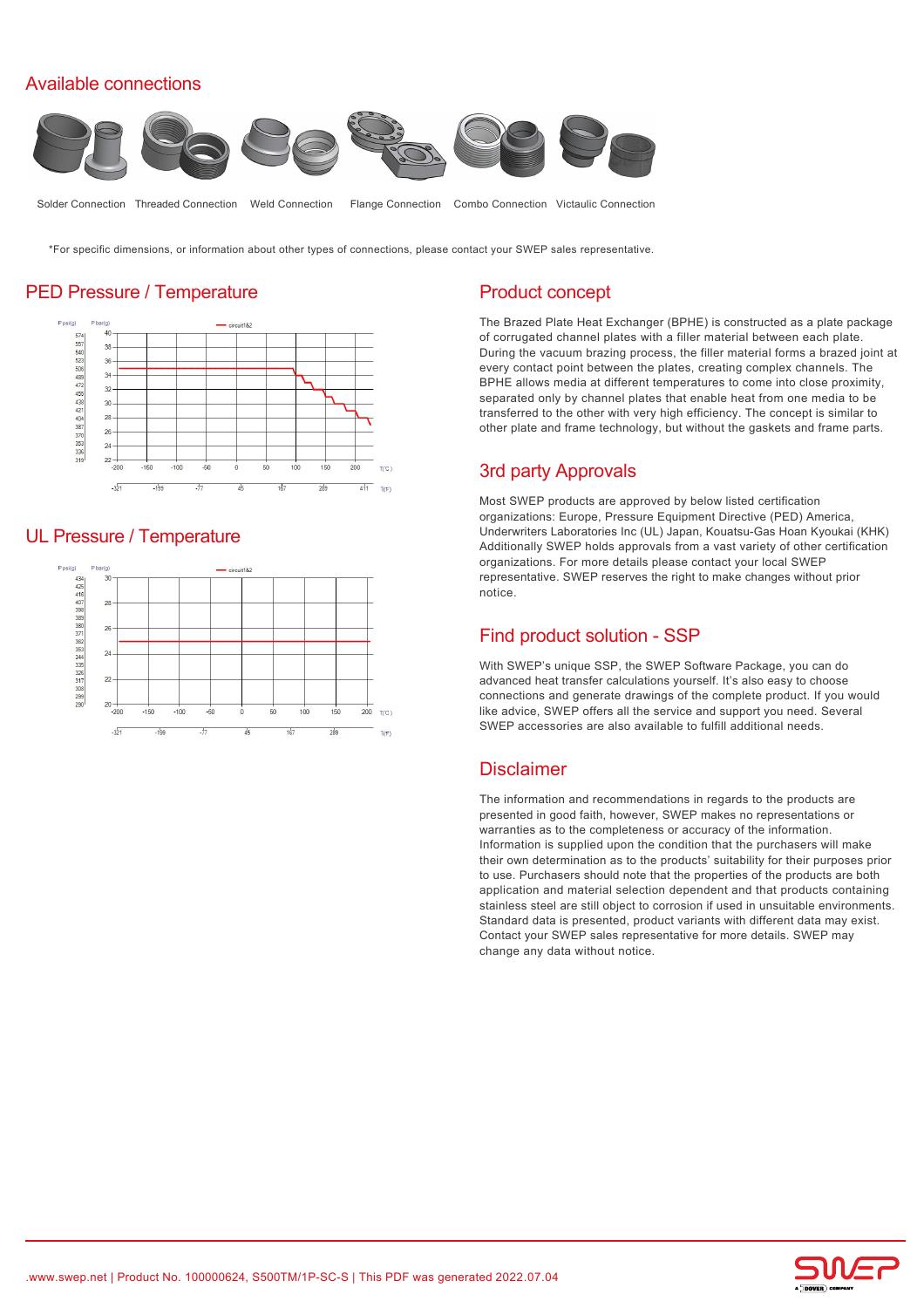## Available connections

Solder Connection Threaded Connection Weld Connection Flange Connection Combo Connection Victaulic Connection

*For specific dimensions, or information about other types of connections, please contact your SWEP sales representative.

## PED Pressure / Temperature

P psi(g) P bar(g)

circuit1&2

574 557 540 523 506 489 472 455 438 421 404 387 370 353 336 319

40 38 36 34 32 30 28 26 24 22

-200 -150 -100 -50 0 50 100 150 200 T(°C)

-321 -199 -77 45 167 289 411 T(°F)

## UL Pressure / Temperature

P psi(g) P bar(g)

circuit1&2

434 425 416 407 398 389 380 371 362 353 344 335 326 317 308 299 290

30 28 26 24 22 20

-200 -150 -100 -50 0 50 100 150 200 T(°C)

-321 -199 -77 45 167 289 T(°F)

## Product concept

The Brazed Plate Heat Exchanger (BPHE) is constructed as a plate package of corrugated channel plates with a filler material between each plate. During the vacuum brazing process, the filler material forms a brazed joint at every contact point between the plates, creating complex channels. The BPHE allows media at different temperatures to come into close proximity, separated only by channel plates that enable heat from one media to be transferred to the other with very high efficiency. The concept is similar to other plate and frame technology, but without the gaskets and frame parts.

## 3rd party Approvals

Most SWEP products are approved by below listed certification organizations: Europe, Pressure Equipment Directive (PED) America, Underwriters Laboratories Inc (UL) Japan, Kouatsu-Gas Hoan Kyoukai (KHK) Additionally SWEP holds approvals from a vast variety of other certification organizations. For more details please contact your local SWEP representative. SWEP reserves the right to make changes without prior notice.

## Find product solution - SSP

With SWEP's unique SSP, the SWEP Software Package, you can do advanced heat transfer calculations yourself. It's also easy to choose connections and generate drawings of the complete product. If you would like advice, SWEP offers all the service and support you need. Several SWEP accessories are also available to fulfill additional needs.

## Disclaimer

The information and recommendations in regards to the products are presented in good faith, however, SWEP makes no representations or warranties as to the completeness or accuracy of the information. Information is supplied upon the condition that the purchasers will make their own determination as to the products' suitability for their purposes prior to use. Purchasers should note that the properties of the products are both application and material selection dependent and that products containing stainless steel are still object to corrosion if used in unsuitable environments. Standard data is presented, product variants with different data may exist. Contact your SWEP sales representative for more details. SWEP may change any data without notice.

.www.swep.net | Product No. 100000624, S500TM/1P-SC-S | This PDF was generated 2022.07.04